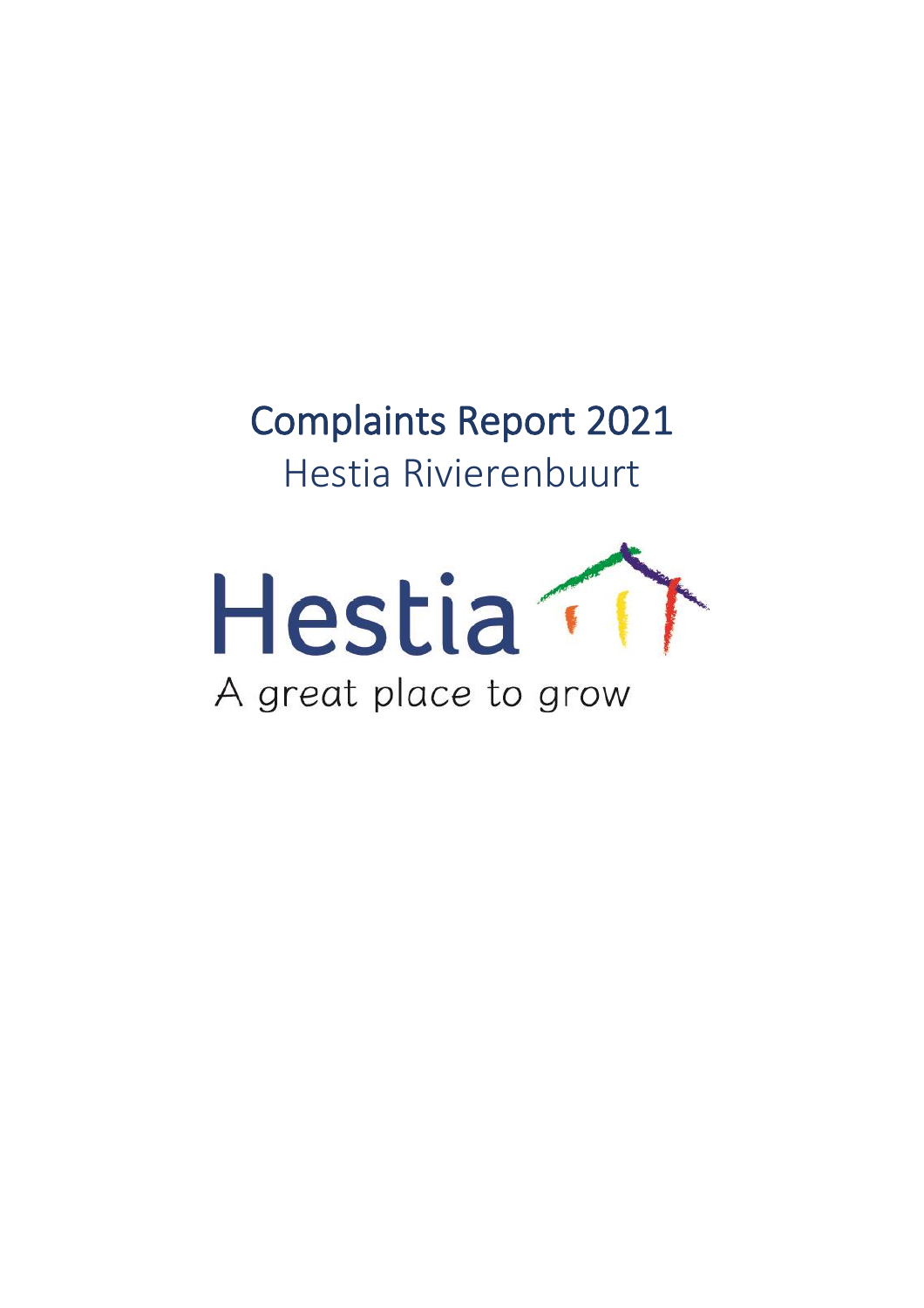# Complaints Report 2021

Hestia Rivierenbuurt

Hestia

A great place to grow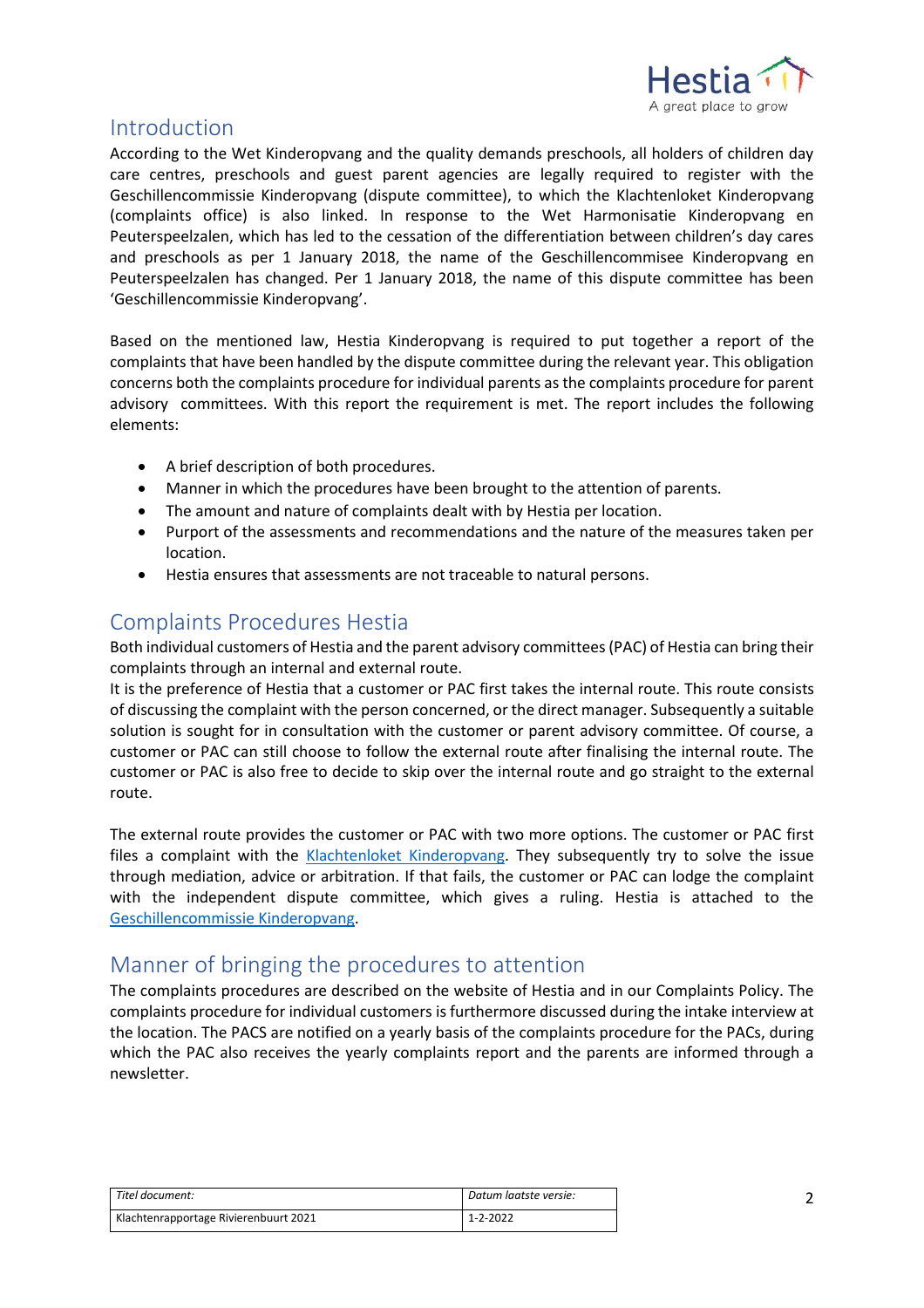## Introduction

According to the Wet Kinderopvang and the quality demands preschools, all holders of children day care centres, preschools and guest parent agencies are legally required to register with the Geschillencommissie Kinderopvang (dispute committee), to which the Klachtenloket Kinderopvang (complaints office) is also linked. In response to the Wet Harmonisatie Kinderopvang en Peuterspeelzalen, which has led to the cessation of the differentiation between children's day cares and preschools as per 1 January 2018, the name of the Geschillencommisee Kinderopvang en Peuterspeelzalen has changed. Per 1 January 2018, the name of this dispute committee has been 'Geschillencommissie Kinderopvang'.

Based on the mentioned law, Hestia Kinderopvang is required to put together a report of the complaints that have been handled by the dispute committee during the relevant year. This obligation concerns both the complaints procedure for individual parents as the complaints procedure for parent advisory committees. With this report the requirement is met. The report includes the following elements:

- A brief description of both procedures.
- Manner in which the procedures have been brought to the attention of parents.
- The amount and nature of complaints dealt with by Hestia per location.
- Purport of the assessments and recommendations and the nature of the measures taken per location.
- Hestia ensures that assessments are not traceable to natural persons.

## Complaints Procedures Hestia

Both individual customers of Hestia and the parent advisory committees (PAC) of Hestia can bring their complaints through an internal and external route.
It is the preference of Hestia that a customer or PAC first takes the internal route. This route consists of discussing the complaint with the person concerned, or the direct manager. Subsequently a suitable solution is sought for in consultation with the customer or parent advisory committee. Of course, a customer or PAC can still choose to follow the external route after finalising the internal route. The customer or PAC is also free to decide to skip over the internal route and go straight to the external route.

The external route provides the customer or PAC with two more options. The customer or PAC first files a complaint with the Klachtenloket Kinderopvang. They subsequently try to solve the issue through mediation, advice or arbitration. If that fails, the customer or PAC can lodge the complaint with the independent dispute committee, which gives a ruling. Hestia is attached to the Geschillencommissie Kinderopvang.

## Manner of bringing the procedures to attention

The complaints procedures are described on the website of Hestia and in our Complaints Policy. The complaints procedure for individual customers is furthermore discussed during the intake interview at the location. The PACS are notified on a yearly basis of the complaints procedure for the PACs, during which the PAC also receives the yearly complaints report and the parents are informed through a newsletter.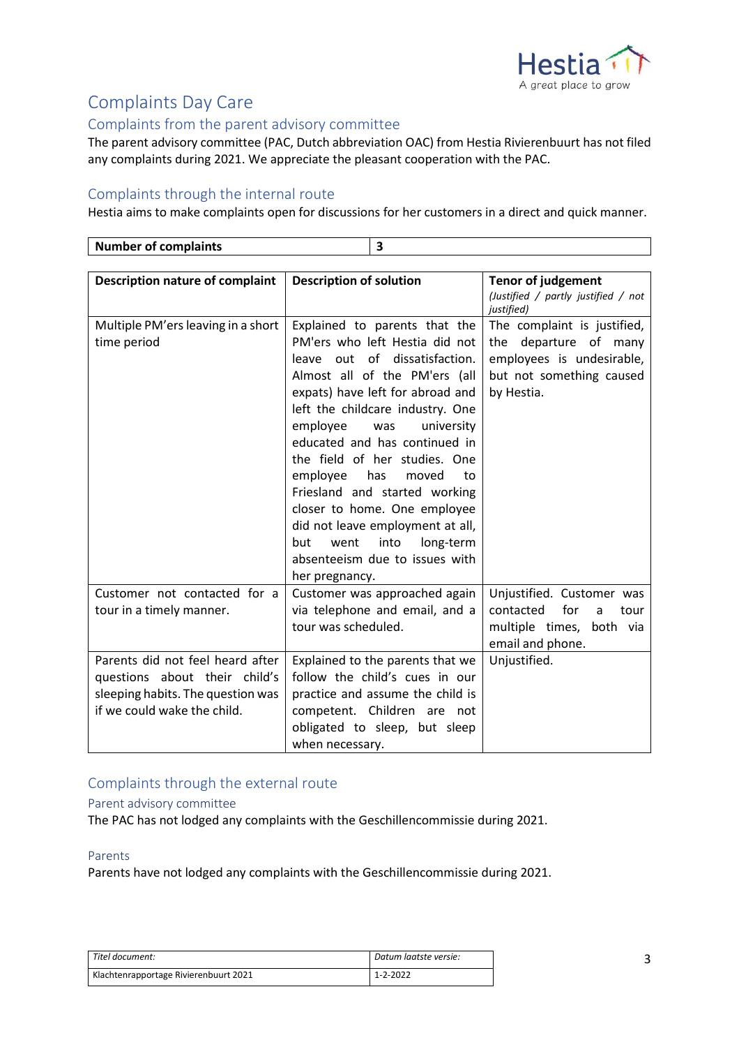# Complaints Day Care

## Complaints from the parent advisory committee

The parent advisory committee (PAC, Dutch abbreviation OAC) from Hestia Rivierenbuurt has not filed any complaints during 2021. We appreciate the pleasant cooperation with the PAC.

## Complaints through the internal route

Hestia aims to make complaints open for discussions for her customers in a direct and quick manner.

| **Number of complaints** | **3** |
|---|---|

| **Description nature of complaint** | **Description of solution** | **Tenor of judgement** *(Justified / partly justified / not justified)* |
|---|---|---|
| Multiple PM'ers leaving in a short time period | Explained to parents that the PM'ers who left Hestia did not leave out of dissatisfaction. Almost all of the PM'ers (all expats) have left for abroad and left the childcare industry. One employee was university educated and has continued in the field of her studies. One employee has moved to Friesland and started working closer to home. One employee did not leave employment at all, but went into long-term absenteeism due to issues with her pregnancy. | The complaint is justified, the departure of many employees is undesirable, but not something caused by Hestia. |
| Customer not contacted for a tour in a timely manner. | Customer was approached again via telephone and email, and a tour was scheduled. | Unjustified. Customer was contacted for a tour multiple times, both via email and phone. |
| Parents did not feel heard after questions about their child's sleeping habits. The question was if we could wake the child. | Explained to the parents that we follow the child's cues in our practice and assume the child is competent. Children are not obligated to sleep, but sleep when necessary. | Unjustified. |

## Complaints through the external route

### Parent advisory committee

The PAC has not lodged any complaints with the Geschillencommissie during 2021.

### Parents

Parents have not lodged any complaints with the Geschillencommissie during 2021.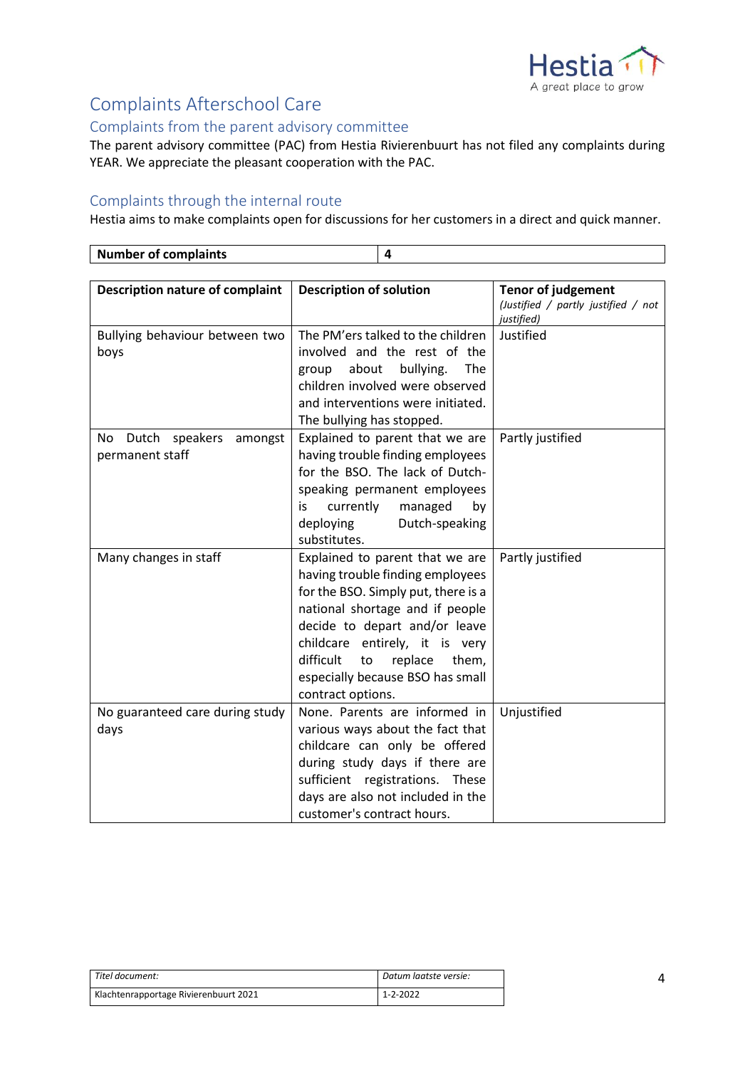# Complaints Afterschool Care

## Complaints from the parent advisory committee

The parent advisory committee (PAC) from Hestia Rivierenbuurt has not filed any complaints during YEAR. We appreciate the pleasant cooperation with the PAC.

## Complaints through the internal route

Hestia aims to make complaints open for discussions for her customers in a direct and quick manner.

| **Number of complaints** | **4** |
|---|---|

| **Description nature of complaint** | **Description of solution** | **Tenor of judgement** *(Justified / partly justified / not justified)* |
|---|---|---|
| Bullying behaviour between two boys | The PM'ers talked to the children involved and the rest of the group about bullying. The children involved were observed and interventions were initiated. The bullying has stopped. | Justified |
| No Dutch speakers amongst permanent staff | Explained to parent that we are having trouble finding employees for the BSO. The lack of Dutch-speaking permanent employees is currently managed by deploying Dutch-speaking substitutes. | Partly justified |
| Many changes in staff | Explained to parent that we are having trouble finding employees for the BSO. Simply put, there is a national shortage and if people decide to depart and/or leave childcare entirely, it is very difficult to replace them, especially because BSO has small contract options. | Partly justified |
| No guaranteed care during study days | None. Parents are informed in various ways about the fact that childcare can only be offered during study days if there are sufficient registrations. These days are also not included in the customer's contract hours. | Unjustified |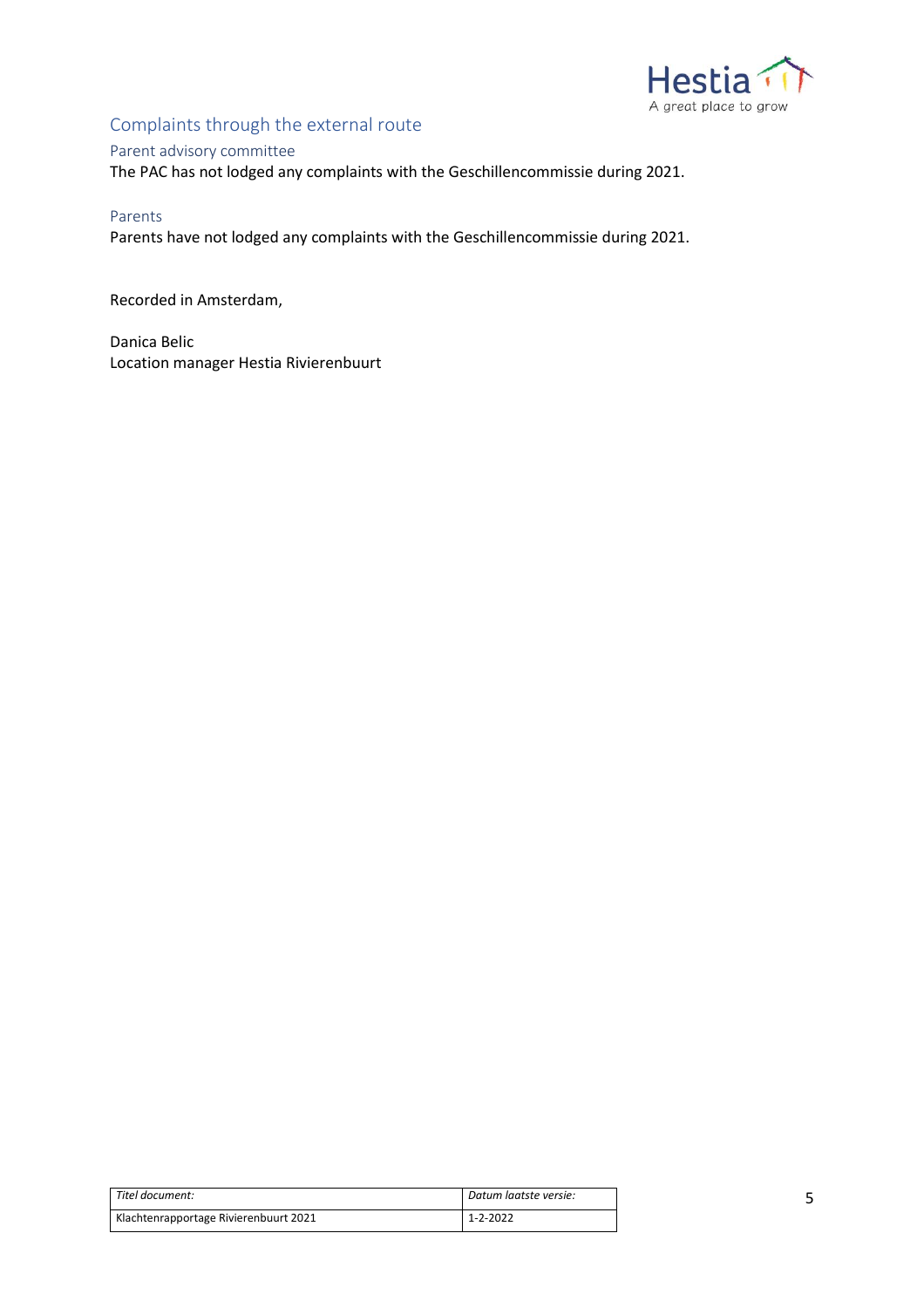## Complaints through the external route

### Parent advisory committee

The PAC has not lodged any complaints with the Geschillencommissie during 2021.

### Parents

Parents have not lodged any complaints with the Geschillencommissie during 2021.

Recorded in Amsterdam,

Danica Belic
Location manager Hestia Rivierenbuurt